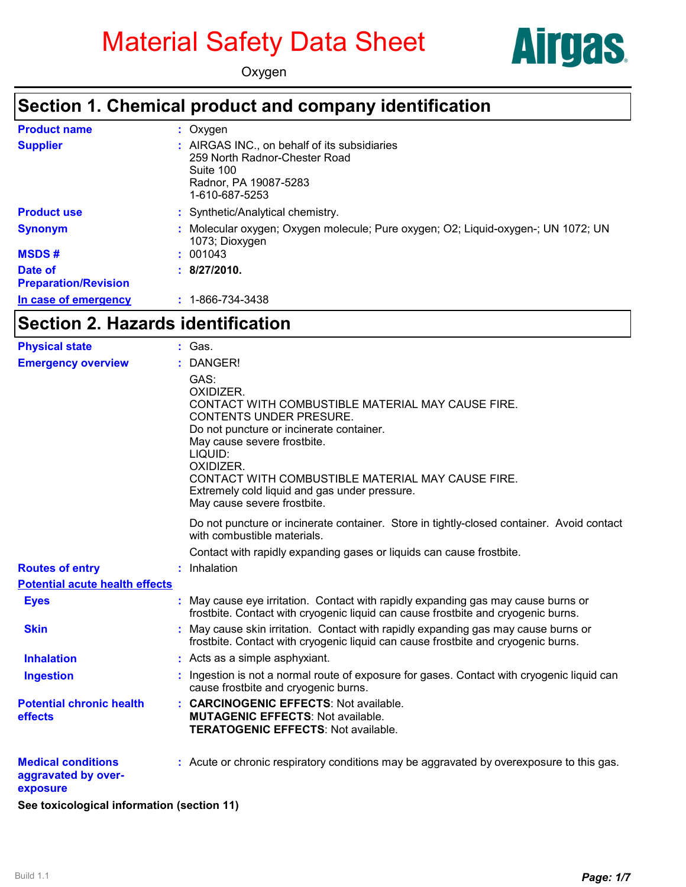# Material Safety Data Sheet

Oxygen

Airgas

## Section 1. Chemical product and company identification

| | |
|---|---|
| **Product name** | : Oxygen |
| **Supplier** | : AIRGAS INC., on behalf of its subsidiaries<br>259 North Radnor-Chester Road<br>Suite 100<br>Radnor, PA 19087-5283<br>1-610-687-5253 |
| **Product use** | : Synthetic/Analytical chemistry. |
| **Synonym** | : Molecular oxygen; Oxygen molecule; Pure oxygen; O2; Liquid-oxygen-; UN 1072; UN 1073; Dioxygen |
| **MSDS #** | : 001043 |
| **Date of Preparation/Revision** | : **8/27/2010.** |
| **In case of emergency** | : 1-866-734-3438 |

## Section 2. Hazards identification

**Physical state** : Gas.

**Emergency overview** : DANGER!

GAS:
OXIDIZER.
CONTACT WITH COMBUSTIBLE MATERIAL MAY CAUSE FIRE.
CONTENTS UNDER PRESURE.
Do not puncture or incinerate container.
May cause severe frostbite.
LIQUID:
OXIDIZER.
CONTACT WITH COMBUSTIBLE MATERIAL MAY CAUSE FIRE.
Extremely cold liquid and gas under pressure.
May cause severe frostbite.

Do not puncture or incinerate container. Store in tightly-closed container. Avoid contact with combustible materials.

Contact with rapidly expanding gases or liquids can cause frostbite.

**Routes of entry** : Inhalation

**Potential acute health effects**

- **Eyes** : May cause eye irritation. Contact with rapidly expanding gas may cause burns or frostbite. Contact with cryogenic liquid can cause frostbite and cryogenic burns.
- **Skin** : May cause skin irritation. Contact with rapidly expanding gas may cause burns or frostbite. Contact with cryogenic liquid can cause frostbite and cryogenic burns.
- **Inhalation** : Acts as a simple asphyxiant.
- **Ingestion** : Ingestion is not a normal route of exposure for gases. Contact with cryogenic liquid can cause frostbite and cryogenic burns.

**Potential chronic health effects** : **CARCINOGENIC EFFECTS**: Not available.
**MUTAGENIC EFFECTS**: Not available.
**TERATOGENIC EFFECTS**: Not available.

**Medical conditions aggravated by over-exposure** : Acute or chronic respiratory conditions may be aggravated by overexposure to this gas.

**See toxicological information (section 11)**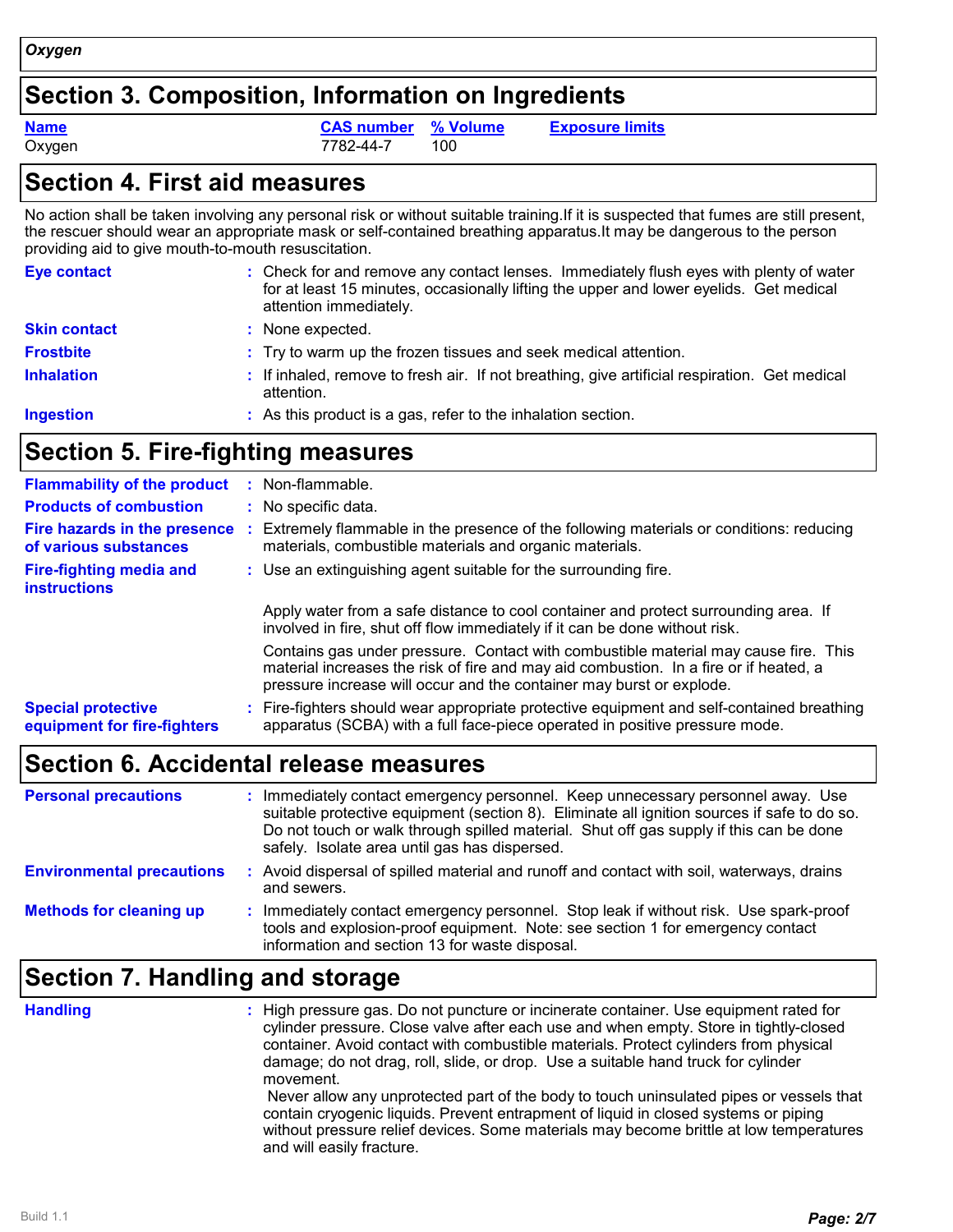*Oxygen*

## Section 3. Composition, Information on Ingredients

| Name | CAS number | % Volume | Exposure limits |
| --- | --- | --- | --- |
| Oxygen | 7782-44-7 | 100 | |

## Section 4. First aid measures

No action shall be taken involving any personal risk or without suitable training.If it is suspected that fumes are still present, the rescuer should wear an appropriate mask or self-contained breathing apparatus.It may be dangerous to the person providing aid to give mouth-to-mouth resuscitation.

**Eye contact** : Check for and remove any contact lenses. Immediately flush eyes with plenty of water for at least 15 minutes, occasionally lifting the upper and lower eyelids. Get medical attention immediately.

**Skin contact** : None expected.

**Frostbite** : Try to warm up the frozen tissues and seek medical attention.

**Inhalation** : If inhaled, remove to fresh air. If not breathing, give artificial respiration. Get medical attention.

**Ingestion** : As this product is a gas, refer to the inhalation section.

## Section 5. Fire-fighting measures

**Flammability of the product** : Non-flammable.

**Products of combustion** : No specific data.

**Fire hazards in the presence of various substances** : Extremely flammable in the presence of the following materials or conditions: reducing materials, combustible materials and organic materials.

**Fire-fighting media and instructions** : Use an extinguishing agent suitable for the surrounding fire.

Apply water from a safe distance to cool container and protect surrounding area. If involved in fire, shut off flow immediately if it can be done without risk.

Contains gas under pressure. Contact with combustible material may cause fire. This material increases the risk of fire and may aid combustion. In a fire or if heated, a pressure increase will occur and the container may burst or explode.

**Special protective equipment for fire-fighters** : Fire-fighters should wear appropriate protective equipment and self-contained breathing apparatus (SCBA) with a full face-piece operated in positive pressure mode.

## Section 6. Accidental release measures

**Personal precautions** : Immediately contact emergency personnel. Keep unnecessary personnel away. Use suitable protective equipment (section 8). Eliminate all ignition sources if safe to do so. Do not touch or walk through spilled material. Shut off gas supply if this can be done safely. Isolate area until gas has dispersed.

**Environmental precautions** : Avoid dispersal of spilled material and runoff and contact with soil, waterways, drains and sewers.

**Methods for cleaning up** : Immediately contact emergency personnel. Stop leak if without risk. Use spark-proof tools and explosion-proof equipment. Note: see section 1 for emergency contact information and section 13 for waste disposal.

## Section 7. Handling and storage

**Handling** : High pressure gas. Do not puncture or incinerate container. Use equipment rated for cylinder pressure. Close valve after each use and when empty. Store in tightly-closed container. Avoid contact with combustible materials. Protect cylinders from physical damage; do not drag, roll, slide, or drop. Use a suitable hand truck for cylinder movement.
Never allow any unprotected part of the body to touch uninsulated pipes or vessels that contain cryogenic liquids. Prevent entrapment of liquid in closed systems or piping without pressure relief devices. Some materials may become brittle at low temperatures and will easily fracture.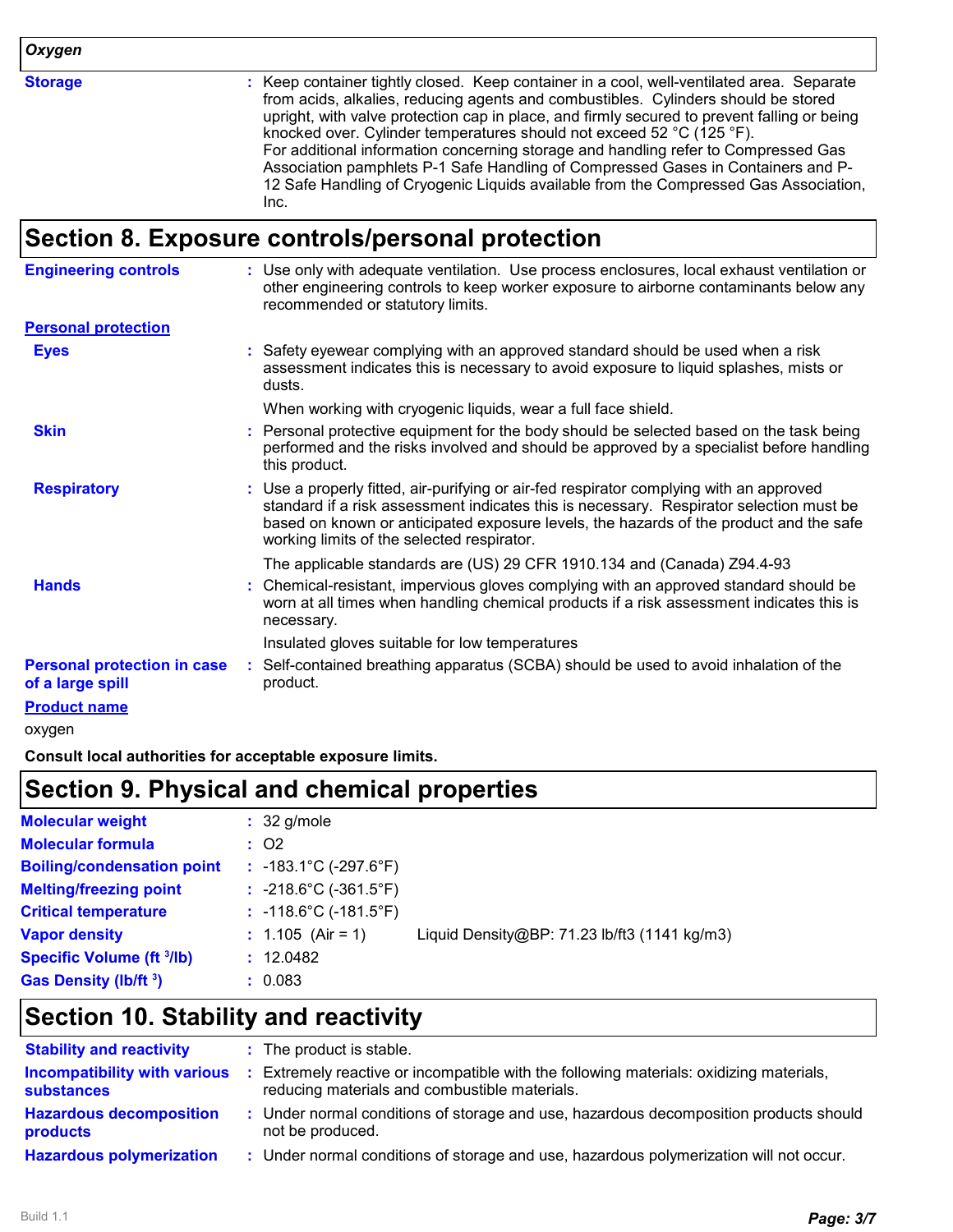| *Oxygen* | |
|---|---|
| **Storage** | : Keep container tightly closed. Keep container in a cool, well-ventilated area. Separate from acids, alkalies, reducing agents and combustibles. Cylinders should be stored upright, with valve protection cap in place, and firmly secured to prevent falling or being knocked over. Cylinder temperatures should not exceed 52 °C (125 °F). For additional information concerning storage and handling refer to Compressed Gas Association pamphlets P-1 Safe Handling of Compressed Gases in Containers and P-12 Safe Handling of Cryogenic Liquids available from the Compressed Gas Association, Inc. |

## Section 8. Exposure controls/personal protection

**Engineering controls** : Use only with adequate ventilation. Use process enclosures, local exhaust ventilation or other engineering controls to keep worker exposure to airborne contaminants below any recommended or statutory limits.

**Personal protection**

**Eyes** : Safety eyewear complying with an approved standard should be used when a risk assessment indicates this is necessary to avoid exposure to liquid splashes, mists or dusts.

When working with cryogenic liquids, wear a full face shield.

**Skin** : Personal protective equipment for the body should be selected based on the task being performed and the risks involved and should be approved by a specialist before handling this product.

**Respiratory** : Use a properly fitted, air-purifying or air-fed respirator complying with an approved standard if a risk assessment indicates this is necessary. Respirator selection must be based on known or anticipated exposure levels, the hazards of the product and the safe working limits of the selected respirator.

The applicable standards are (US) 29 CFR 1910.134 and (Canada) Z94.4-93

**Hands** : Chemical-resistant, impervious gloves complying with an approved standard should be worn at all times when handling chemical products if a risk assessment indicates this is necessary.

Insulated gloves suitable for low temperatures

**Personal protection in case of a large spill** : Self-contained breathing apparatus (SCBA) should be used to avoid inhalation of the product.

**Product name**

oxygen

**Consult local authorities for acceptable exposure limits.**

## Section 9. Physical and chemical properties

| | | |
|---|---|---|
| **Molecular weight** | : 32 g/mole | |
| **Molecular formula** | : $O_2$ | |
| **Boiling/condensation point** | : -183.1°C (-297.6°F) | |
| **Melting/freezing point** | : -218.6°C (-361.5°F) | |
| **Critical temperature** | : -118.6°C (-181.5°F) | |
| **Vapor density** | : 1.105 (Air = 1) | Liquid Density@BP: 71.23 lb/ft3 (1141 kg/m3) |
| **Specific Volume ($ft^3$/lb)** | : 12.0482 | |
| **Gas Density (lb/$ft^3$)** | : 0.083 | |

## Section 10. Stability and reactivity

**Stability and reactivity** : The product is stable.

**Incompatibility with various substances** : Extremely reactive or incompatible with the following materials: oxidizing materials, reducing materials and combustible materials.

**Hazardous decomposition products** : Under normal conditions of storage and use, hazardous decomposition products should not be produced.

**Hazardous polymerization** : Under normal conditions of storage and use, hazardous polymerization will not occur.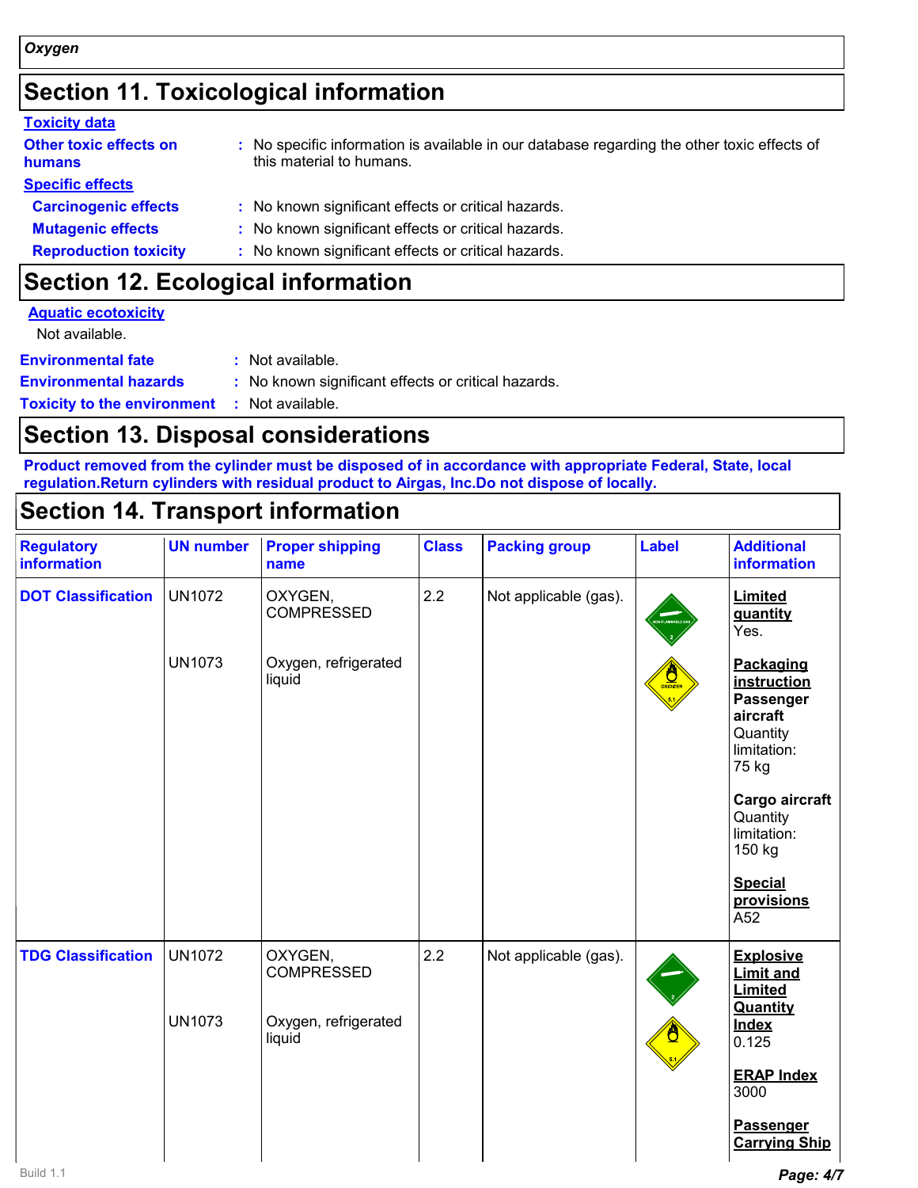*Oxygen*

## Section 11. Toxicological information

**Toxicity data**

**Other toxic effects on humans** : No specific information is available in our database regarding the other toxic effects of this material to humans.

**Specific effects**

**Carcinogenic effects** : No known significant effects or critical hazards.

**Mutagenic effects** : No known significant effects or critical hazards.

**Reproduction toxicity** : No known significant effects or critical hazards.

## Section 12. Ecological information

**Aquatic ecotoxicity**

Not available.

**Environmental fate** : Not available.

**Environmental hazards** : No known significant effects or critical hazards.

**Toxicity to the environment** : Not available.

## Section 13. Disposal considerations

**Product removed from the cylinder must be disposed of in accordance with appropriate Federal, State, local regulation.Return cylinders with residual product to Airgas, Inc.Do not dispose of locally.**

## Section 14. Transport information

| Regulatory information | UN number | Proper shipping name | Class | Packing group | Label | Additional information |
|---|---|---|---|---|---|---|
| **DOT Classification** | UN1072<br><br>UN1073 | OXYGEN, COMPRESSED<br><br>Oxygen, refrigerated liquid | 2.2 | Not applicable (gas). | | **Limited quantity** Yes.<br><br>**Packaging instruction**<br>**Passenger aircraft** Quantity limitation: 75 kg<br><br>**Cargo aircraft** Quantity limitation: 150 kg<br><br>**Special provisions** A52 |
| **TDG Classification** | UN1072<br><br>UN1073 | OXYGEN, COMPRESSED<br><br>Oxygen, refrigerated liquid | 2.2 | Not applicable (gas). | | **Explosive Limit and Limited Quantity Index** 0.125<br><br>**ERAP Index** 3000<br><br>**Passenger Carrying Ship** |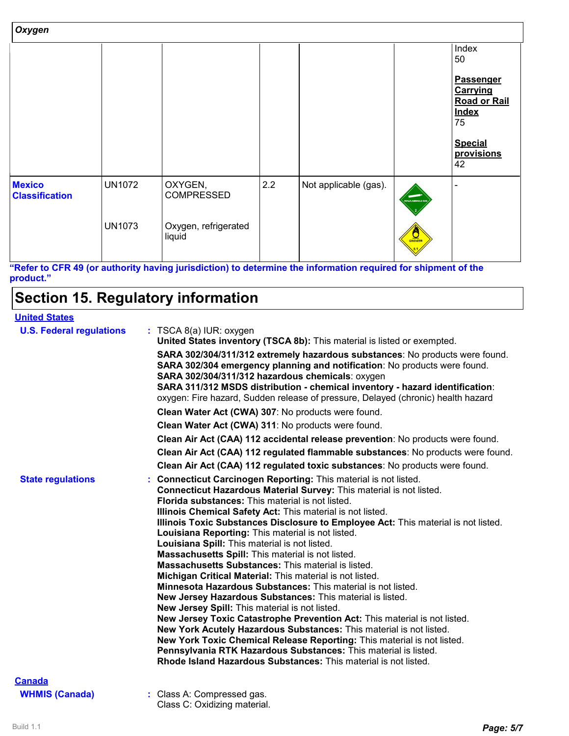*Oxygen*

| | | | | | | |
|---|---|---|---|---|---|---|
| | | | | | | Index 50<br><br>**Passenger Carrying Road or Rail Index** 75<br><br>**Special provisions** 42 |
| **Mexico Classification** | UN1072<br><br>UN1073 | OXYGEN, COMPRESSED<br><br>Oxygen, refrigerated liquid | 2.2 | Not applicable (gas). | | - |

**"Refer to CFR 49 (or authority having jurisdiction) to determine the information required for shipment of the product."**

# Section 15. Regulatory information

**United States**

**U.S. Federal regulations** : TSCA 8(a) IUR: oxygen
**United States inventory (TSCA 8b):** This material is listed or exempted.

**SARA 302/304/311/312 extremely hazardous substances**: No products were found.
**SARA 302/304 emergency planning and notification**: No products were found.
**SARA 302/304/311/312 hazardous chemicals**: oxygen
**SARA 311/312 MSDS distribution - chemical inventory - hazard identification**: oxygen: Fire hazard, Sudden release of pressure, Delayed (chronic) health hazard

**Clean Water Act (CWA) 307**: No products were found.

**Clean Water Act (CWA) 311**: No products were found.

**Clean Air Act (CAA) 112 accidental release prevention**: No products were found.

**Clean Air Act (CAA) 112 regulated flammable substances**: No products were found.

**Clean Air Act (CAA) 112 regulated toxic substances**: No products were found.

**State regulations** : **Connecticut Carcinogen Reporting:** This material is not listed.
**Connecticut Hazardous Material Survey:** This material is not listed.
**Florida substances:** This material is not listed.
**Illinois Chemical Safety Act:** This material is not listed.
**Illinois Toxic Substances Disclosure to Employee Act:** This material is not listed.
**Louisiana Reporting:** This material is not listed.
**Louisiana Spill:** This material is not listed.
**Massachusetts Spill:** This material is not listed.
**Massachusetts Substances:** This material is listed.
**Michigan Critical Material:** This material is not listed.
**Minnesota Hazardous Substances:** This material is not listed.
**New Jersey Hazardous Substances:** This material is listed.
**New Jersey Spill:** This material is not listed.
**New Jersey Toxic Catastrophe Prevention Act:** This material is not listed.
**New York Acutely Hazardous Substances:** This material is not listed.
**New York Toxic Chemical Release Reporting:** This material is not listed.
**Pennsylvania RTK Hazardous Substances:** This material is listed.
**Rhode Island Hazardous Substances:** This material is not listed.

**Canada**

**WHMIS (Canada)** : Class A: Compressed gas.
Class C: Oxidizing material.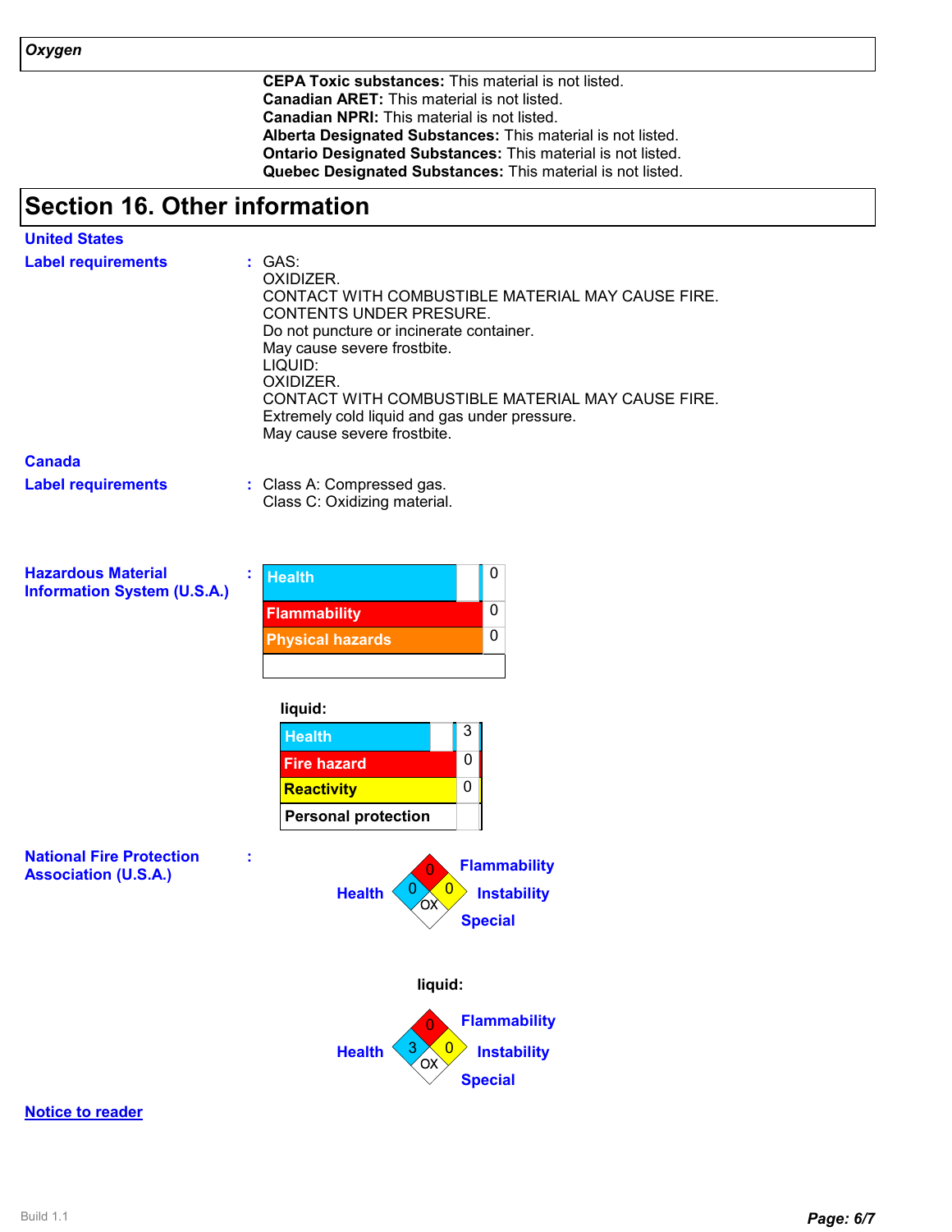**Oxygen**

**CEPA Toxic substances:** This material is not listed.
**Canadian ARET:** This material is not listed.
**Canadian NPRI:** This material is not listed.
**Alberta Designated Substances:** This material is not listed.
**Ontario Designated Substances:** This material is not listed.
**Quebec Designated Substances:** This material is not listed.

# Section 16. Other information

**United States**

**Label requirements** : GAS:
OXIDIZER.
CONTACT WITH COMBUSTIBLE MATERIAL MAY CAUSE FIRE.
CONTENTS UNDER PRESURE.
Do not puncture or incinerate container.
May cause severe frostbite.
LIQUID:
OXIDIZER.
CONTACT WITH COMBUSTIBLE MATERIAL MAY CAUSE FIRE.
Extremely cold liquid and gas under pressure.
May cause severe frostbite.

**Canada**

**Label requirements** : Class A: Compressed gas.
Class C: Oxidizing material.

**Hazardous Material Information System (U.S.A.)** :

| Health | 0 |
|---|---|
| Flammability | 0 |
| Physical hazards | 0 |
| | |

**liquid:**

| Health | 3 |
|---|---|
| Fire hazard | 0 |
| Reactivity | 0 |
| Personal protection | |

**National Fire Protection Association (U.S.A.)** :

Health: 0, Flammability: 0, Instability: 0, Special: OX

**liquid:**

Health: 3, Flammability: 0, Instability: 0, Special: OX

**Notice to reader**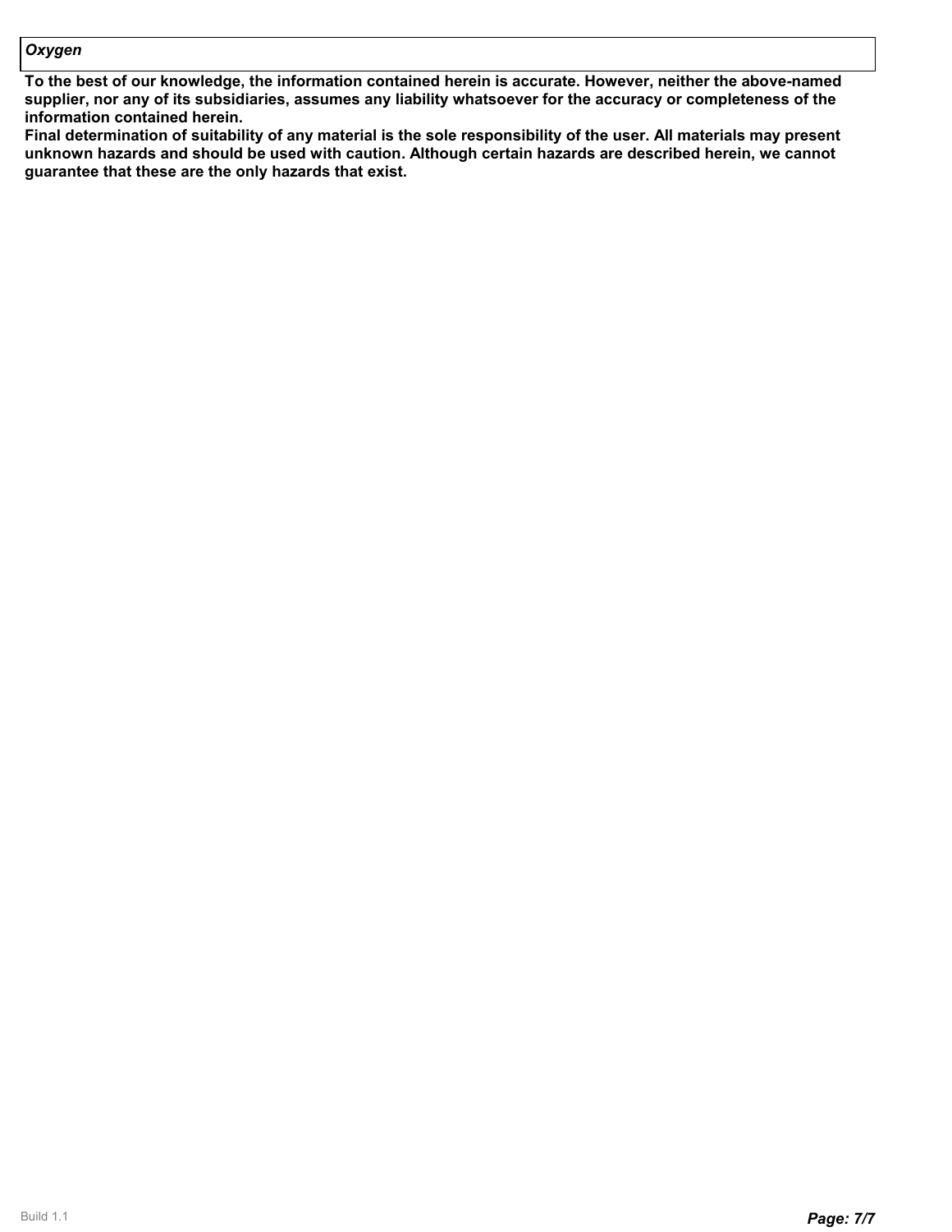**To the best of our knowledge, the information contained herein is accurate. However, neither the above-named supplier, nor any of its subsidiaries, assumes any liability whatsoever for the accuracy or completeness of the information contained herein.**
**Final determination of suitability of any material is the sole responsibility of the user. All materials may present unknown hazards and should be used with caution. Although certain hazards are described herein, we cannot guarantee that these are the only hazards that exist.**